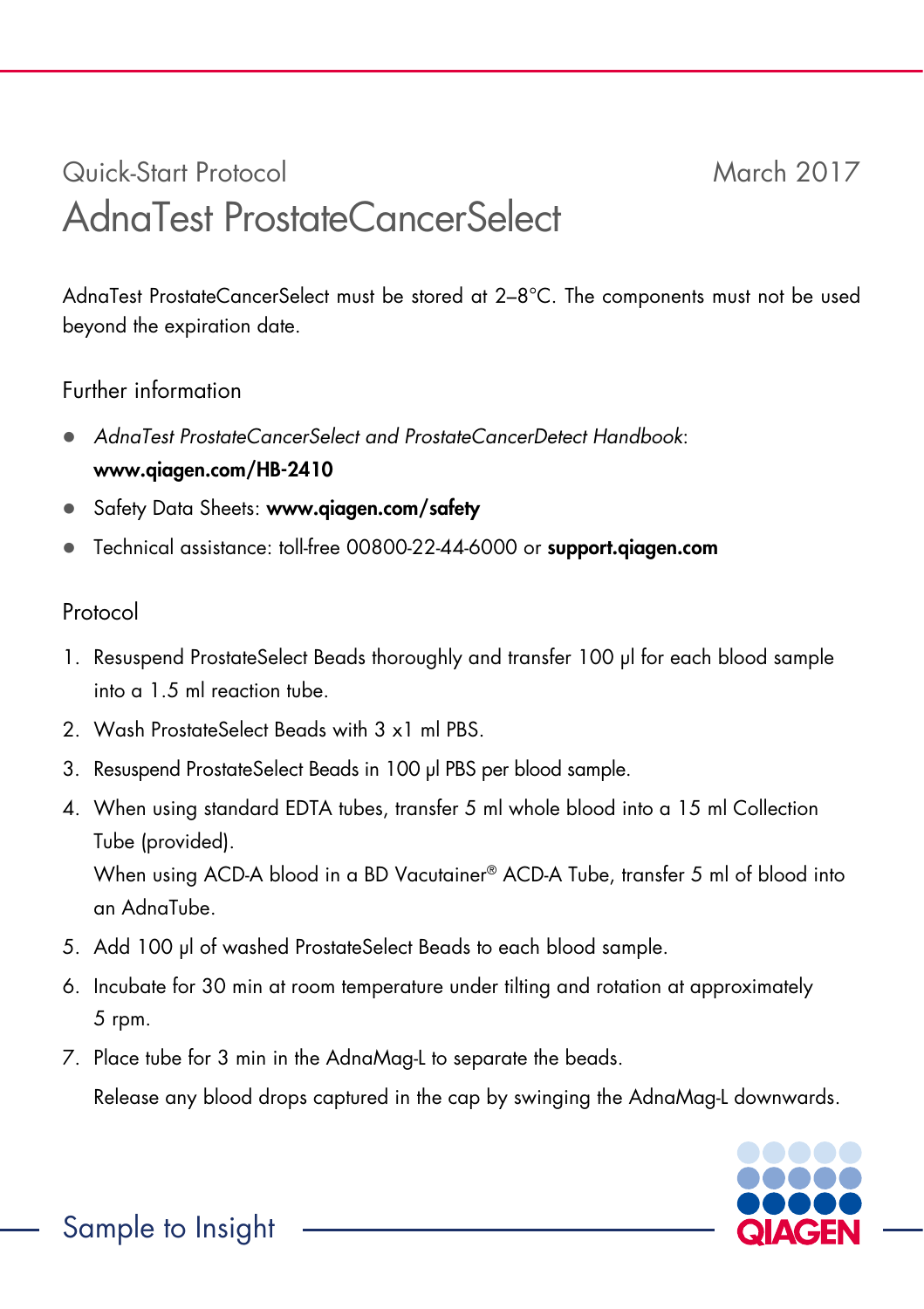Quick-Start Protocol

March 2017

# AdnaTest ProstateCancerSelect

AdnaTest ProstateCancerSelect must be stored at 2–8°C. The components must not be used beyond the expiration date.

## Further information

- *AdnaTest ProstateCancerSelect and ProstateCancerDetect Handbook*: **www.qiagen.com/HB-2410**
- Safety Data Sheets: **www.qiagen.com/safety**
- Technical assistance: toll-free 00800-22-44-6000 or **support.qiagen.com**

## Protocol

1. Resuspend ProstateSelect Beads thoroughly and transfer 100 µl for each blood sample into a 1.5 ml reaction tube.
2. Wash ProstateSelect Beads with 3 x1 ml PBS.
3. Resuspend ProstateSelect Beads in 100 µl PBS per blood sample.
4. When using standard EDTA tubes, transfer 5 ml whole blood into a 15 ml Collection Tube (provided).
   When using ACD-A blood in a BD Vacutainer® ACD-A Tube, transfer 5 ml of blood into an AdnaTube.
5. Add 100 µl of washed ProstateSelect Beads to each blood sample.
6. Incubate for 30 min at room temperature under tilting and rotation at approximately 5 rpm.
7. Place tube for 3 min in the AdnaMag-L to separate the beads.
   Release any blood drops captured in the cap by swinging the AdnaMag-L downwards.

Sample to Insight

QIAGEN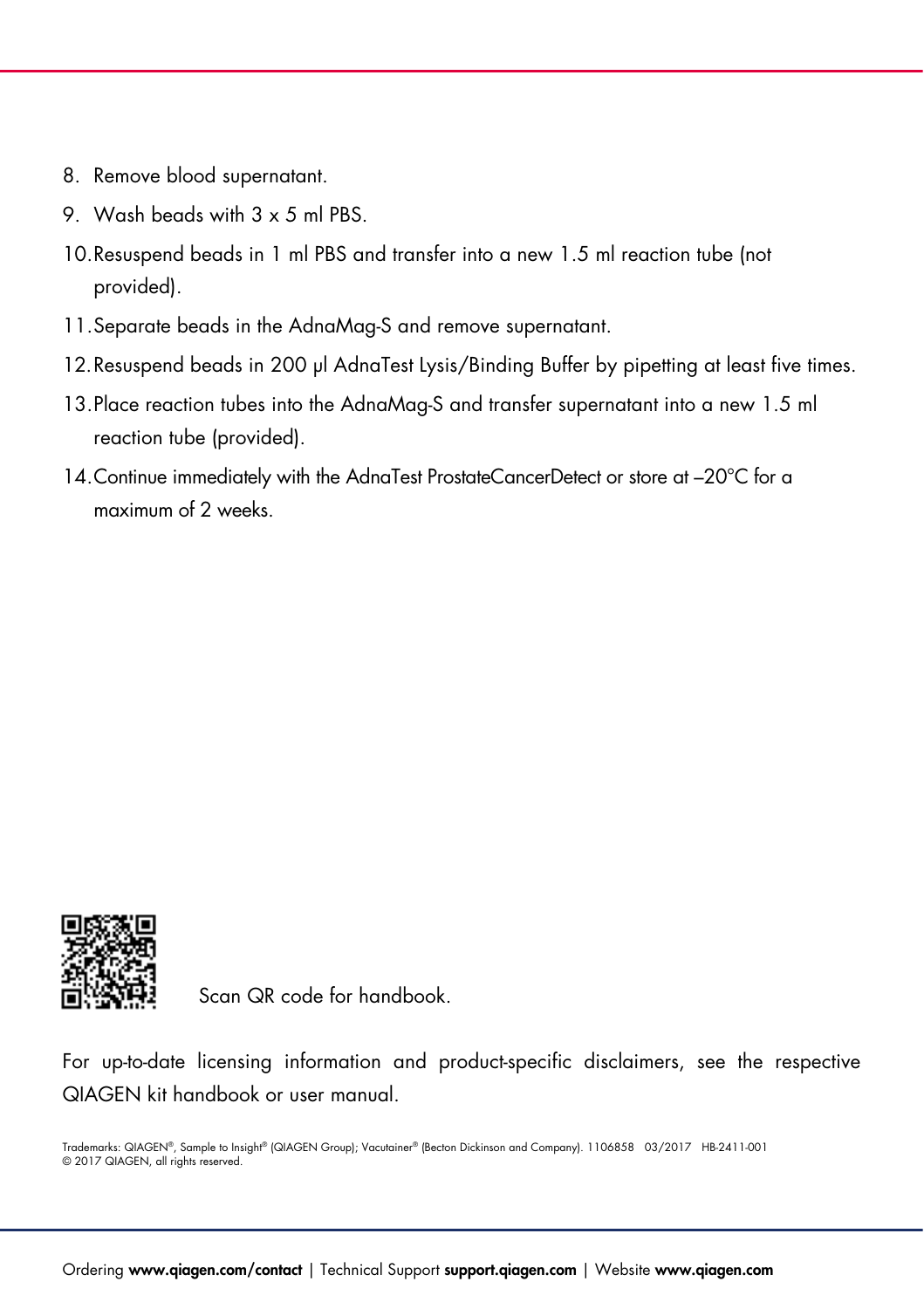8. Remove blood supernatant.
9. Wash beads with 3 x 5 ml PBS.
10. Resuspend beads in 1 ml PBS and transfer into a new 1.5 ml reaction tube (not provided).
11. Separate beads in the AdnaMag-S and remove supernatant.
12. Resuspend beads in 200 µl AdnaTest Lysis/Binding Buffer by pipetting at least five times.
13. Place reaction tubes into the AdnaMag-S and transfer supernatant into a new 1.5 ml reaction tube (provided).
14. Continue immediately with the AdnaTest ProstateCancerDetect or store at –20°C for a maximum of 2 weeks.

Scan QR code for handbook.

For up-to-date licensing information and product-specific disclaimers, see the respective QIAGEN kit handbook or user manual.

Trademarks: QIAGEN®, Sample to Insight® (QIAGEN Group); Vacutainer® (Becton Dickinson and Company). 1106858 03/2017 HB-2411-001
© 2017 QIAGEN, all rights reserved.

Ordering **www.qiagen.com/contact** | Technical Support **support.qiagen.com** | Website **www.qiagen.com**